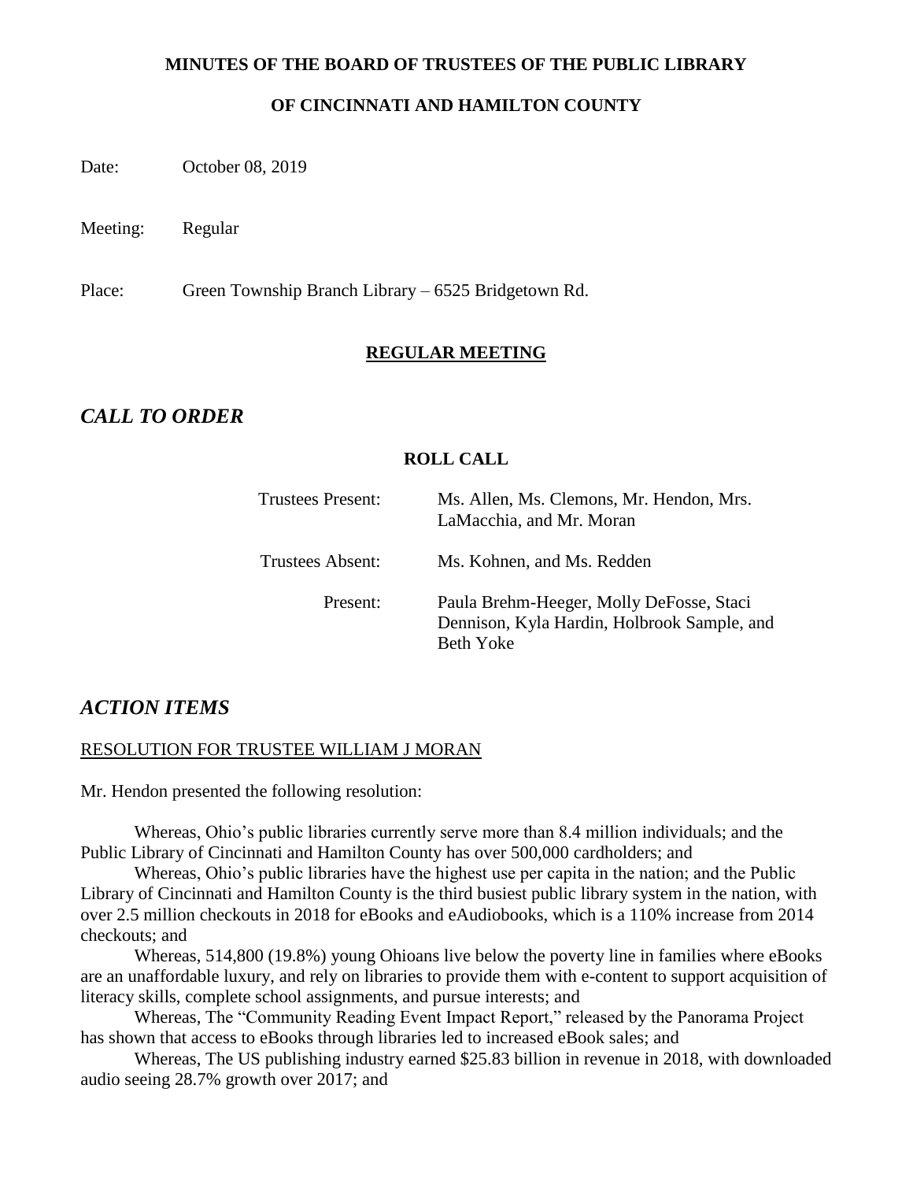**MINUTES OF THE BOARD OF TRUSTEES OF THE PUBLIC LIBRARY**

**OF CINCINNATI AND HAMILTON COUNTY**

Date: October 08, 2019

Meeting: Regular

Place: Green Township Branch Library – 6525 Bridgetown Rd.

## REGULAR MEETING

## *CALL TO ORDER*

### ROLL CALL

| | |
|---|---|
| Trustees Present: | Ms. Allen, Ms. Clemons, Mr. Hendon, Mrs. LaMacchia, and Mr. Moran |
| Trustees Absent: | Ms. Kohnen, and Ms. Redden |
| Present: | Paula Brehm-Heeger, Molly DeFosse, Staci Dennison, Kyla Hardin, Holbrook Sample, and Beth Yoke |

## *ACTION ITEMS*

RESOLUTION FOR TRUSTEE WILLIAM J MORAN

Mr. Hendon presented the following resolution:

Whereas, Ohio's public libraries currently serve more than 8.4 million individuals; and the Public Library of Cincinnati and Hamilton County has over 500,000 cardholders; and

Whereas, Ohio's public libraries have the highest use per capita in the nation; and the Public Library of Cincinnati and Hamilton County is the third busiest public library system in the nation, with over 2.5 million checkouts in 2018 for eBooks and eAudiobooks, which is a 110% increase from 2014 checkouts; and

Whereas, 514,800 (19.8%) young Ohioans live below the poverty line in families where eBooks are an unaffordable luxury, and rely on libraries to provide them with e-content to support acquisition of literacy skills, complete school assignments, and pursue interests; and

Whereas, The "Community Reading Event Impact Report," released by the Panorama Project has shown that access to eBooks through libraries led to increased eBook sales; and

Whereas, The US publishing industry earned $25.83 billion in revenue in 2018, with downloaded audio seeing 28.7% growth over 2017; and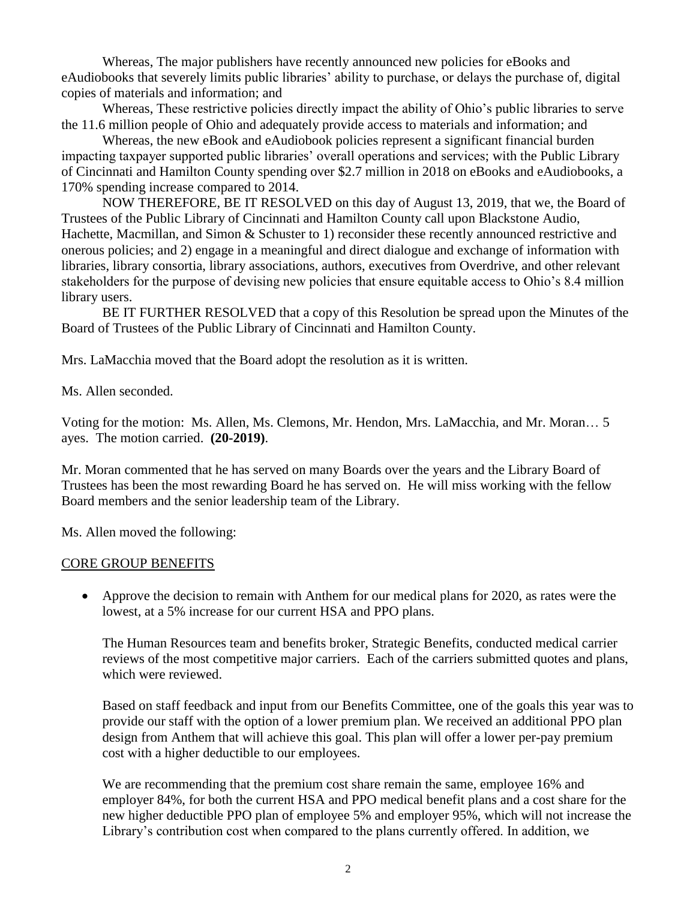Whereas, The major publishers have recently announced new policies for eBooks and eAudiobooks that severely limits public libraries' ability to purchase, or delays the purchase of, digital copies of materials and information; and

Whereas, These restrictive policies directly impact the ability of Ohio's public libraries to serve the 11.6 million people of Ohio and adequately provide access to materials and information; and

Whereas, the new eBook and eAudiobook policies represent a significant financial burden impacting taxpayer supported public libraries' overall operations and services; with the Public Library of Cincinnati and Hamilton County spending over $2.7 million in 2018 on eBooks and eAudiobooks, a 170% spending increase compared to 2014.

NOW THEREFORE, BE IT RESOLVED on this day of August 13, 2019, that we, the Board of Trustees of the Public Library of Cincinnati and Hamilton County call upon Blackstone Audio, Hachette, Macmillan, and Simon & Schuster to 1) reconsider these recently announced restrictive and onerous policies; and 2) engage in a meaningful and direct dialogue and exchange of information with libraries, library consortia, library associations, authors, executives from Overdrive, and other relevant stakeholders for the purpose of devising new policies that ensure equitable access to Ohio's 8.4 million library users.

BE IT FURTHER RESOLVED that a copy of this Resolution be spread upon the Minutes of the Board of Trustees of the Public Library of Cincinnati and Hamilton County.

Mrs. LaMacchia moved that the Board adopt the resolution as it is written.

Ms. Allen seconded.

Voting for the motion: Ms. Allen, Ms. Clemons, Mr. Hendon, Mrs. LaMacchia, and Mr. Moran… 5 ayes. The motion carried. **(20-2019)**.

Mr. Moran commented that he has served on many Boards over the years and the Library Board of Trustees has been the most rewarding Board he has served on. He will miss working with the fellow Board members and the senior leadership team of the Library.

Ms. Allen moved the following:

<u>CORE GROUP BENEFITS</u>

- Approve the decision to remain with Anthem for our medical plans for 2020, as rates were the lowest, at a 5% increase for our current HSA and PPO plans.

  The Human Resources team and benefits broker, Strategic Benefits, conducted medical carrier reviews of the most competitive major carriers. Each of the carriers submitted quotes and plans, which were reviewed.

  Based on staff feedback and input from our Benefits Committee, one of the goals this year was to provide our staff with the option of a lower premium plan. We received an additional PPO plan design from Anthem that will achieve this goal. This plan will offer a lower per-pay premium cost with a higher deductible to our employees.

  We are recommending that the premium cost share remain the same, employee 16% and employer 84%, for both the current HSA and PPO medical benefit plans and a cost share for the new higher deductible PPO plan of employee 5% and employer 95%, which will not increase the Library's contribution cost when compared to the plans currently offered. In addition, we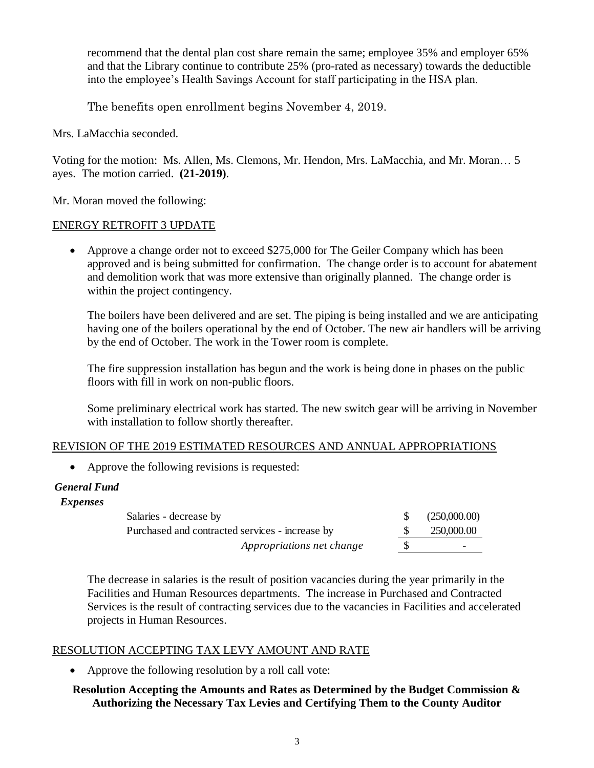recommend that the dental plan cost share remain the same; employee 35% and employer 65% and that the Library continue to contribute 25% (pro-rated as necessary) towards the deductible into the employee's Health Savings Account for staff participating in the HSA plan.

The benefits open enrollment begins November 4, 2019.

Mrs. LaMacchia seconded.

Voting for the motion: Ms. Allen, Ms. Clemons, Mr. Hendon, Mrs. LaMacchia, and Mr. Moran… 5 ayes. The motion carried. **(21-2019)**.

Mr. Moran moved the following:

ENERGY RETROFIT 3 UPDATE

- Approve a change order not to exceed $275,000 for The Geiler Company which has been approved and is being submitted for confirmation. The change order is to account for abatement and demolition work that was more extensive than originally planned. The change order is within the project contingency.

  The boilers have been delivered and are set. The piping is being installed and we are anticipating having one of the boilers operational by the end of October. The new air handlers will be arriving by the end of October. The work in the Tower room is complete.

  The fire suppression installation has begun and the work is being done in phases on the public floors with fill in work on non-public floors.

  Some preliminary electrical work has started. The new switch gear will be arriving in November with installation to follow shortly thereafter.

REVISION OF THE 2019 ESTIMATED RESOURCES AND ANNUAL APPROPRIATIONS

- Approve the following revisions is requested:

***General Fund***

***Expenses***

| | | |
|---|---|---|
| Salaries - decrease by | $ | (250,000.00) |
| Purchased and contracted services - increase by | $ | 250,000.00 |
| *Appropriations net change* | $ | - |

The decrease in salaries is the result of position vacancies during the year primarily in the Facilities and Human Resources departments. The increase in Purchased and Contracted Services is the result of contracting services due to the vacancies in Facilities and accelerated projects in Human Resources.

RESOLUTION ACCEPTING TAX LEVY AMOUNT AND RATE

- Approve the following resolution by a roll call vote:

**Resolution Accepting the Amounts and Rates as Determined by the Budget Commission & Authorizing the Necessary Tax Levies and Certifying Them to the County Auditor**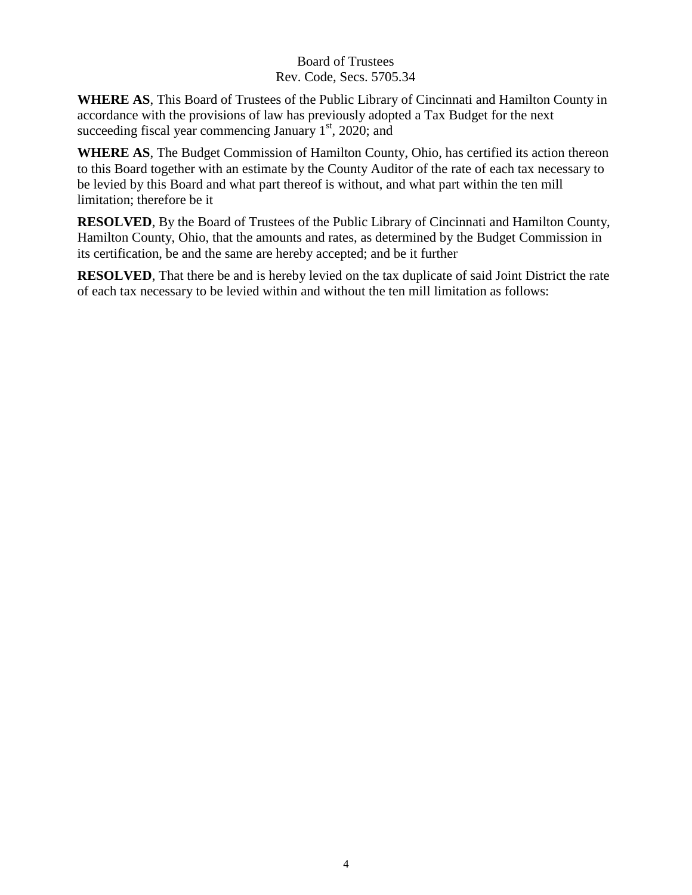Board of Trustees
Rev. Code, Secs. 5705.34

**WHERE AS**, This Board of Trustees of the Public Library of Cincinnati and Hamilton County in accordance with the provisions of law has previously adopted a Tax Budget for the next succeeding fiscal year commencing January 1st, 2020; and

**WHERE AS**, The Budget Commission of Hamilton County, Ohio, has certified its action thereon to this Board together with an estimate by the County Auditor of the rate of each tax necessary to be levied by this Board and what part thereof is without, and what part within the ten mill limitation; therefore be it

**RESOLVED**, By the Board of Trustees of the Public Library of Cincinnati and Hamilton County, Hamilton County, Ohio, that the amounts and rates, as determined by the Budget Commission in its certification, be and the same are hereby accepted; and be it further

**RESOLVED**, That there be and is hereby levied on the tax duplicate of said Joint District the rate of each tax necessary to be levied within and without the ten mill limitation as follows: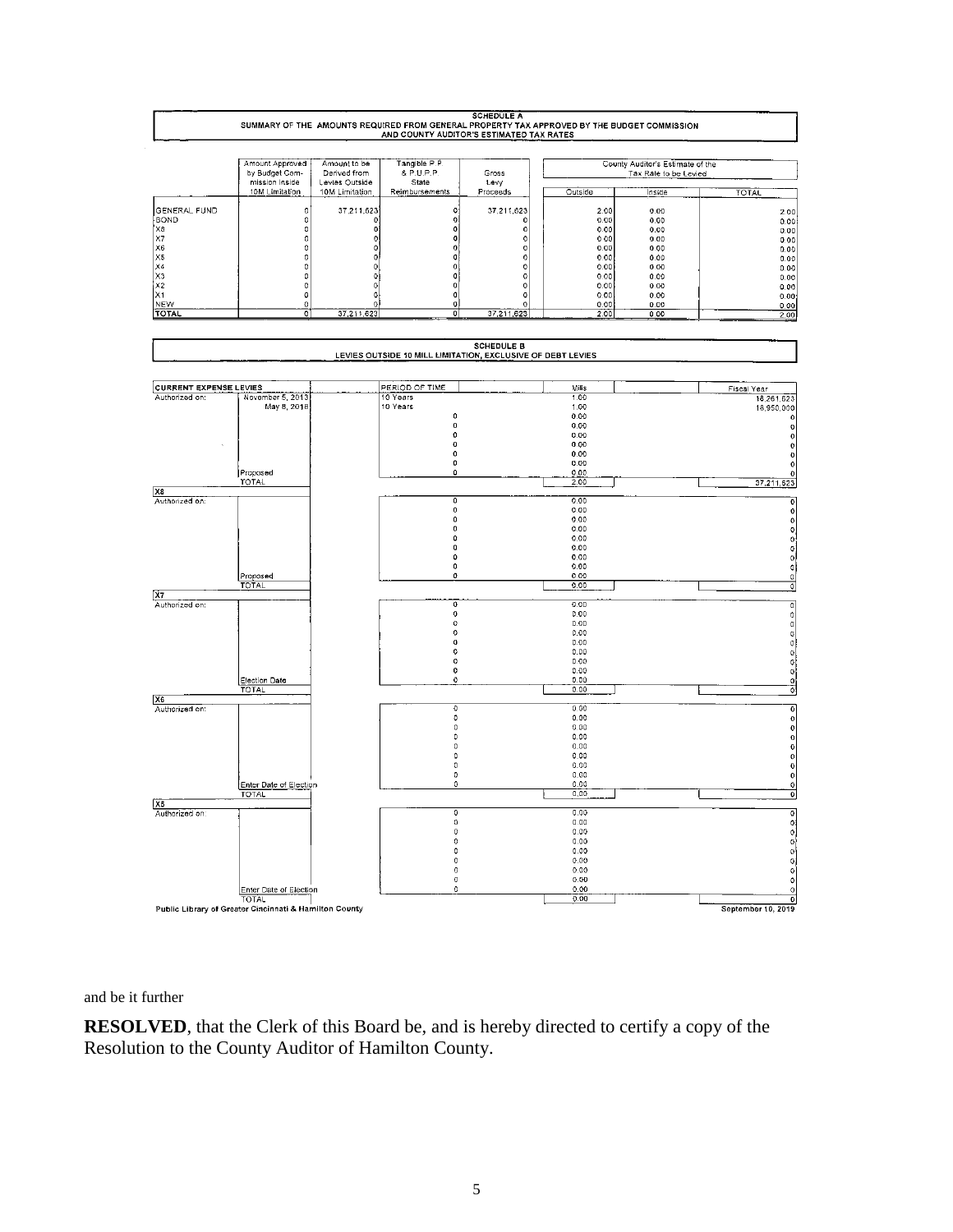## SCHEDULE A

### SUMMARY OF THE AMOUNTS REQUIRED FROM GENERAL PROPERTY TAX APPROVED BY THE BUDGET COMMISSION AND COUNTY AUDITOR'S ESTIMATED TAX RATES

| | Amount Approved by Budget Commission Inside 10M Limitation | Amount to be Derived from Levies Outside 10M Limitation | Tangible P.P. & P.U.P.P. State Reimbursements | Gross Levy Proceeds | County Auditor's Estimate of the Tax Rate to be Levied | | |
|---|---|---|---|---|---|---|---|
| | | | | | Outside | Inside | TOTAL |
| GENERAL FUND | 0 | 37,211,623 | 0 | 37,211,623 | 2.00 | 0.00 | 2.00 |
| BOND | 0 | 0 | 0 | 0 | 0.00 | 0.00 | 0.00 |
| X8 | 0 | 0 | 0 | 0 | 0.00 | 0.00 | 0.00 |
| X7 | 0 | 0 | 0 | 0 | 0.00 | 0.00 | 0.00 |
| X6 | 0 | 0 | 0 | 0 | 0.00 | 0.00 | 0.00 |
| X5 | 0 | 0 | 0 | 0 | 0.00 | 0.00 | 0.00 |
| X4 | 0 | 0 | 0 | 0 | 0.00 | 0.00 | 0.00 |
| X3 | 0 | 0 | 0 | 0 | 0.00 | 0.00 | 0.00 |
| X2 | 0 | 0 | 0 | 0 | 0.00 | 0.00 | 0.00 |
| X1 | 0 | 0 | 0 | 0 | 0.00 | 0.00 | 0.00 |
| NEW | 0 | 0 | 0 | 0 | 0.00 | 0.00 | 0.00 |
| TOTAL | 0 | 37,211,623 | 0 | 37,211,623 | 2.00 | 0.00 | 2.00 |

## SCHEDULE B

### LEVIES OUTSIDE 10 MILL LIMITATION, EXCLUSIVE OF DEBT LEVIES

| CURRENT EXPENSE LEVIES | | PERIOD OF TIME | Mills | Fiscal Year |
|---|---|---|---|---|
| Authorized on: | November 5, 2013 | 10 Years | 1.00 | 18,261,623 |
| | May 8, 2018 | 10 Years | 1.00 | 18,950,000 |
| | | 0 | 0.00 | 0 |
| | | 0 | 0.00 | 0 |
| | | 0 | 0.00 | 0 |
| | | 0 | 0.00 | 0 |
| | | 0 | 0.00 | 0 |
| | | 0 | 0.00 | 0 |
| | Proposed | 0 | 0.00 | 0 |
| | TOTAL | | 2.00 | 37,211,623 |
| **X8** | | | | |
| Authorized on: | | 0 | 0.00 | 0 |
| | | 0 | 0.00 | 0 |
| | | 0 | 0.00 | 0 |
| | | 0 | 0.00 | 0 |
| | | 0 | 0.00 | 0 |
| | | 0 | 0.00 | 0 |
| | | 0 | 0.00 | 0 |
| | | 0 | 0.00 | 0 |
| | Proposed | 0 | 0.00 | 0 |
| | TOTAL | | 0.00 | 0 |
| **X7** | | | | |
| Authorized on: | | 0 | 0.00 | 0 |
| | | 0 | 0.00 | 0 |
| | | 0 | 0.00 | 0 |
| | | 0 | 0.00 | 0 |
| | | 0 | 0.00 | 0 |
| | | 0 | 0.00 | 0 |
| | | 0 | 0.00 | 0 |
| | | 0 | 0.00 | 0 |
| | Election Date | 0 | 0.00 | 0 |
| | TOTAL | | 0.00 | 0 |
| **X6** | | | | |
| Authorized on: | | 0 | 0.00 | 0 |
| | | 0 | 0.00 | 0 |
| | | 0 | 0.00 | 0 |
| | | 0 | 0.00 | 0 |
| | | 0 | 0.00 | 0 |
| | | 0 | 0.00 | 0 |
| | | 0 | 0.00 | 0 |
| | | 0 | 0.00 | 0 |
| | Enter Date of Election | 0 | 0.00 | 0 |
| | TOTAL | | 0.00 | 0 |
| **X5** | | | | |
| Authorized on | | 0 | 0.00 | 0 |
| | | 0 | 0.00 | 0 |
| | | 0 | 0.00 | 0 |
| | | 0 | 0.00 | 0 |
| | | 0 | 0.00 | 0 |
| | | 0 | 0.00 | 0 |
| | | 0 | 0.00 | 0 |
| | | 0 | 0.00 | 0 |
| | Enter Date of Election | 0 | 0.00 | 0 |
| | TOTAL | | 0.00 | 0 |

Public Library of Greater Cincinnati & Hamilton County — September 10, 2019

and be it further

**RESOLVED**, that the Clerk of this Board be, and is hereby directed to certify a copy of the Resolution to the County Auditor of Hamilton County.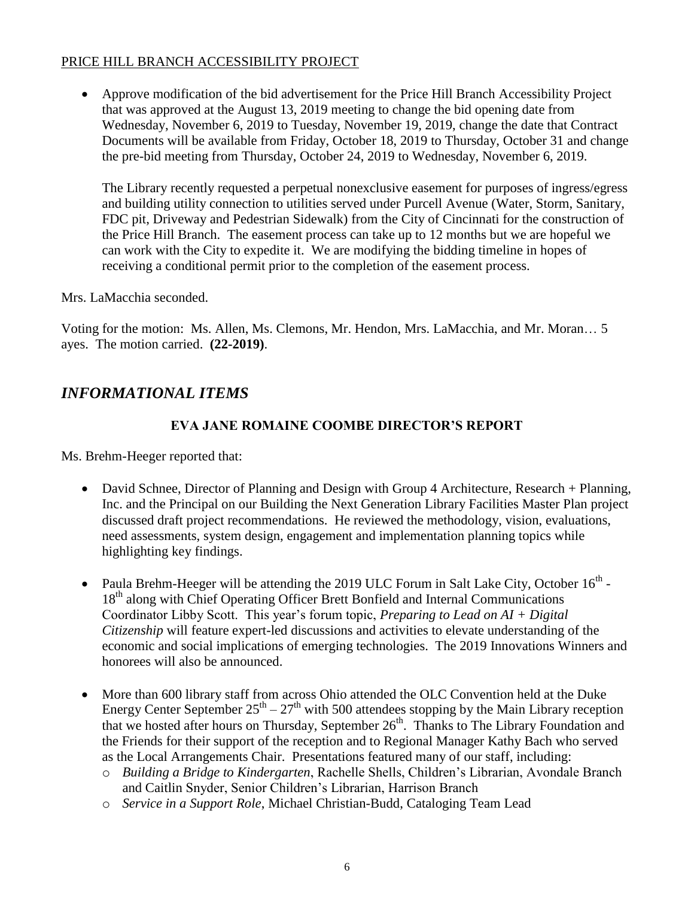PRICE HILL BRANCH ACCESSIBILITY PROJECT

- Approve modification of the bid advertisement for the Price Hill Branch Accessibility Project that was approved at the August 13, 2019 meeting to change the bid opening date from Wednesday, November 6, 2019 to Tuesday, November 19, 2019, change the date that Contract Documents will be available from Friday, October 18, 2019 to Thursday, October 31 and change the pre-bid meeting from Thursday, October 24, 2019 to Wednesday, November 6, 2019.

  The Library recently requested a perpetual nonexclusive easement for purposes of ingress/egress and building utility connection to utilities served under Purcell Avenue (Water, Storm, Sanitary, FDC pit, Driveway and Pedestrian Sidewalk) from the City of Cincinnati for the construction of the Price Hill Branch. The easement process can take up to 12 months but we are hopeful we can work with the City to expedite it. We are modifying the bidding timeline in hopes of receiving a conditional permit prior to the completion of the easement process.

Mrs. LaMacchia seconded.

Voting for the motion: Ms. Allen, Ms. Clemons, Mr. Hendon, Mrs. LaMacchia, and Mr. Moran… 5 ayes. The motion carried. **(22-2019)**.

## *INFORMATIONAL ITEMS*

### EVA JANE ROMAINE COOMBE DIRECTOR'S REPORT

Ms. Brehm-Heeger reported that:

- David Schnee, Director of Planning and Design with Group 4 Architecture, Research + Planning, Inc. and the Principal on our Building the Next Generation Library Facilities Master Plan project discussed draft project recommendations. He reviewed the methodology, vision, evaluations, need assessments, system design, engagement and implementation planning topics while highlighting key findings.

- Paula Brehm-Heeger will be attending the 2019 ULC Forum in Salt Lake City, October 16th - 18th along with Chief Operating Officer Brett Bonfield and Internal Communications Coordinator Libby Scott. This year's forum topic, *Preparing to Lead on AI + Digital Citizenship* will feature expert-led discussions and activities to elevate understanding of the economic and social implications of emerging technologies. The 2019 Innovations Winners and honorees will also be announced.

- More than 600 library staff from across Ohio attended the OLC Convention held at the Duke Energy Center September 25th – 27th with 500 attendees stopping by the Main Library reception that we hosted after hours on Thursday, September 26th. Thanks to The Library Foundation and the Friends for their support of the reception and to Regional Manager Kathy Bach who served as the Local Arrangements Chair. Presentations featured many of our staff, including:
  - *Building a Bridge to Kindergarten*, Rachelle Shells, Children's Librarian, Avondale Branch and Caitlin Snyder, Senior Children's Librarian, Harrison Branch
  - *Service in a Support Role*, Michael Christian-Budd, Cataloging Team Lead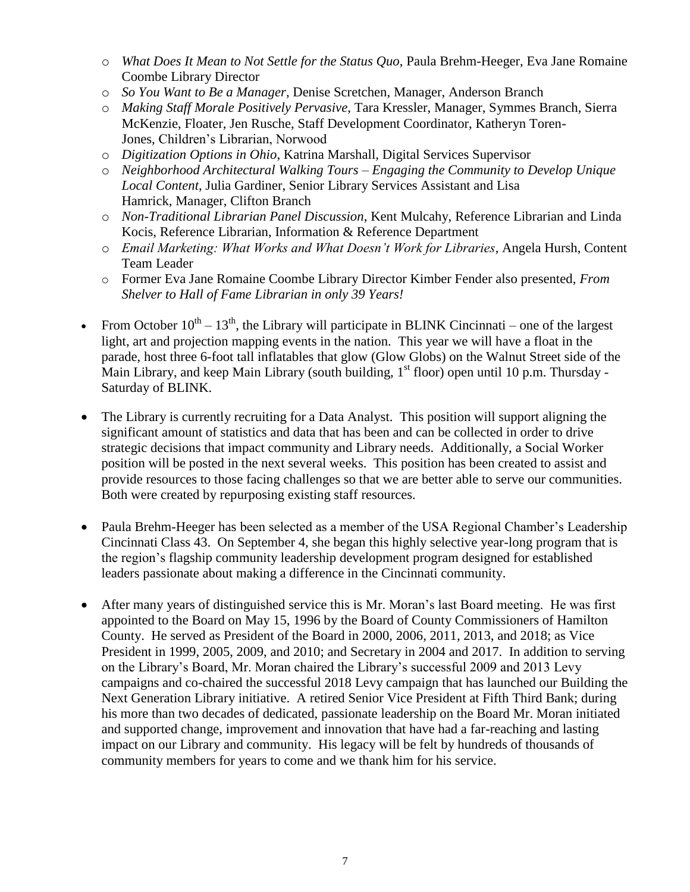- *What Does It Mean to Not Settle for the Status Quo*, Paula Brehm-Heeger, Eva Jane Romaine Coombe Library Director
  - *So You Want to Be a Manager*, Denise Scretchen, Manager, Anderson Branch
  - *Making Staff Morale Positively Pervasive*, Tara Kressler, Manager, Symmes Branch, Sierra McKenzie, Floater, Jen Rusche, Staff Development Coordinator, Katheryn Toren-Jones, Children's Librarian, Norwood
  - *Digitization Options in Ohio*, Katrina Marshall, Digital Services Supervisor
  - *Neighborhood Architectural Walking Tours – Engaging the Community to Develop Unique Local Content*, Julia Gardiner, Senior Library Services Assistant and Lisa Hamrick, Manager, Clifton Branch
  - *Non-Traditional Librarian Panel Discussion*, Kent Mulcahy, Reference Librarian and Linda Kocis, Reference Librarian, Information & Reference Department
  - *Email Marketing: What Works and What Doesn't Work for Libraries*, Angela Hursh, Content Team Leader
  - Former Eva Jane Romaine Coombe Library Director Kimber Fender also presented, *From Shelver to Hall of Fame Librarian in only 39 Years!*

- From October 10th – 13th, the Library will participate in BLINK Cincinnati – one of the largest light, art and projection mapping events in the nation. This year we will have a float in the parade, host three 6-foot tall inflatables that glow (Glow Globs) on the Walnut Street side of the Main Library, and keep Main Library (south building, 1st floor) open until 10 p.m. Thursday - Saturday of BLINK.

- The Library is currently recruiting for a Data Analyst. This position will support aligning the significant amount of statistics and data that has been and can be collected in order to drive strategic decisions that impact community and Library needs. Additionally, a Social Worker position will be posted in the next several weeks. This position has been created to assist and provide resources to those facing challenges so that we are better able to serve our communities. Both were created by repurposing existing staff resources.

- Paula Brehm-Heeger has been selected as a member of the USA Regional Chamber's Leadership Cincinnati Class 43. On September 4, she began this highly selective year-long program that is the region's flagship community leadership development program designed for established leaders passionate about making a difference in the Cincinnati community.

- After many years of distinguished service this is Mr. Moran's last Board meeting. He was first appointed to the Board on May 15, 1996 by the Board of County Commissioners of Hamilton County. He served as President of the Board in 2000, 2006, 2011, 2013, and 2018; as Vice President in 1999, 2005, 2009, and 2010; and Secretary in 2004 and 2017. In addition to serving on the Library's Board, Mr. Moran chaired the Library's successful 2009 and 2013 Levy campaigns and co-chaired the successful 2018 Levy campaign that has launched our Building the Next Generation Library initiative. A retired Senior Vice President at Fifth Third Bank; during his more than two decades of dedicated, passionate leadership on the Board Mr. Moran initiated and supported change, improvement and innovation that have had a far-reaching and lasting impact on our Library and community. His legacy will be felt by hundreds of thousands of community members for years to come and we thank him for his service.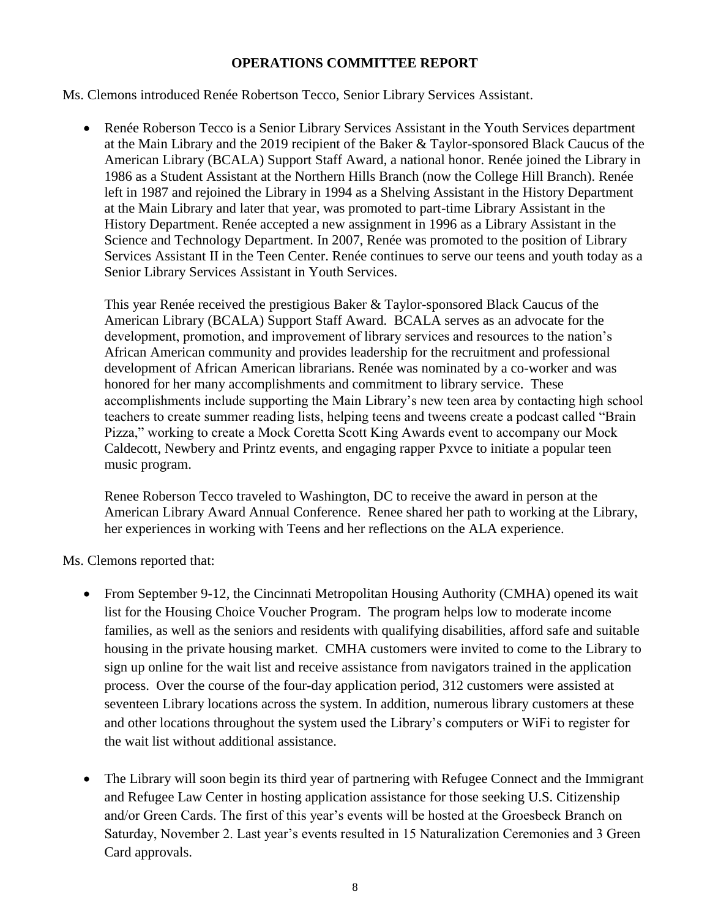**OPERATIONS COMMITTEE REPORT**

Ms. Clemons introduced Renée Robertson Tecco, Senior Library Services Assistant.

- Renée Roberson Tecco is a Senior Library Services Assistant in the Youth Services department at the Main Library and the 2019 recipient of the Baker & Taylor-sponsored Black Caucus of the American Library (BCALA) Support Staff Award, a national honor. Renée joined the Library in 1986 as a Student Assistant at the Northern Hills Branch (now the College Hill Branch). Renée left in 1987 and rejoined the Library in 1994 as a Shelving Assistant in the History Department at the Main Library and later that year, was promoted to part-time Library Assistant in the History Department. Renée accepted a new assignment in 1996 as a Library Assistant in the Science and Technology Department. In 2007, Renée was promoted to the position of Library Services Assistant II in the Teen Center. Renée continues to serve our teens and youth today as a Senior Library Services Assistant in Youth Services.

  This year Renée received the prestigious Baker & Taylor-sponsored Black Caucus of the American Library (BCALA) Support Staff Award. BCALA serves as an advocate for the development, promotion, and improvement of library services and resources to the nation's African American community and provides leadership for the recruitment and professional development of African American librarians. Renée was nominated by a co-worker and was honored for her many accomplishments and commitment to library service. These accomplishments include supporting the Main Library's new teen area by contacting high school teachers to create summer reading lists, helping teens and tweens create a podcast called "Brain Pizza," working to create a Mock Coretta Scott King Awards event to accompany our Mock Caldecott, Newbery and Printz events, and engaging rapper Pxvce to initiate a popular teen music program.

  Renee Roberson Tecco traveled to Washington, DC to receive the award in person at the American Library Award Annual Conference. Renee shared her path to working at the Library, her experiences in working with Teens and her reflections on the ALA experience.

Ms. Clemons reported that:

- From September 9-12, the Cincinnati Metropolitan Housing Authority (CMHA) opened its wait list for the Housing Choice Voucher Program. The program helps low to moderate income families, as well as the seniors and residents with qualifying disabilities, afford safe and suitable housing in the private housing market. CMHA customers were invited to come to the Library to sign up online for the wait list and receive assistance from navigators trained in the application process. Over the course of the four-day application period, 312 customers were assisted at seventeen Library locations across the system. In addition, numerous library customers at these and other locations throughout the system used the Library's computers or WiFi to register for the wait list without additional assistance.

- The Library will soon begin its third year of partnering with Refugee Connect and the Immigrant and Refugee Law Center in hosting application assistance for those seeking U.S. Citizenship and/or Green Cards. The first of this year's events will be hosted at the Groesbeck Branch on Saturday, November 2. Last year's events resulted in 15 Naturalization Ceremonies and 3 Green Card approvals.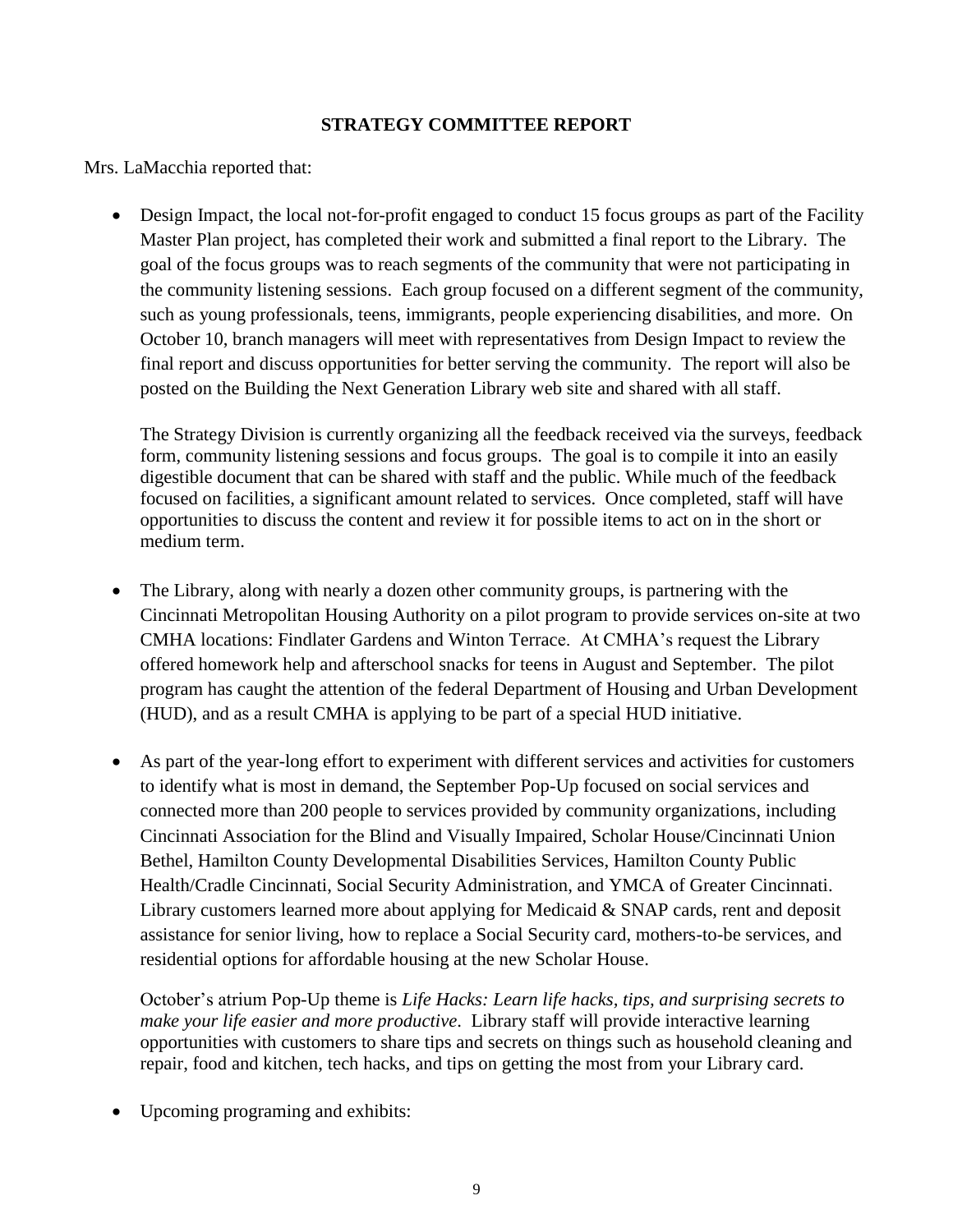## STRATEGY COMMITTEE REPORT

Mrs. LaMacchia reported that:

- Design Impact, the local not-for-profit engaged to conduct 15 focus groups as part of the Facility Master Plan project, has completed their work and submitted a final report to the Library. The goal of the focus groups was to reach segments of the community that were not participating in the community listening sessions. Each group focused on a different segment of the community, such as young professionals, teens, immigrants, people experiencing disabilities, and more. On October 10, branch managers will meet with representatives from Design Impact to review the final report and discuss opportunities for better serving the community. The report will also be posted on the Building the Next Generation Library web site and shared with all staff.

  The Strategy Division is currently organizing all the feedback received via the surveys, feedback form, community listening sessions and focus groups. The goal is to compile it into an easily digestible document that can be shared with staff and the public. While much of the feedback focused on facilities, a significant amount related to services. Once completed, staff will have opportunities to discuss the content and review it for possible items to act on in the short or medium term.

- The Library, along with nearly a dozen other community groups, is partnering with the Cincinnati Metropolitan Housing Authority on a pilot program to provide services on-site at two CMHA locations: Findlater Gardens and Winton Terrace. At CMHA's request the Library offered homework help and afterschool snacks for teens in August and September. The pilot program has caught the attention of the federal Department of Housing and Urban Development (HUD), and as a result CMHA is applying to be part of a special HUD initiative.

- As part of the year-long effort to experiment with different services and activities for customers to identify what is most in demand, the September Pop-Up focused on social services and connected more than 200 people to services provided by community organizations, including Cincinnati Association for the Blind and Visually Impaired, Scholar House/Cincinnati Union Bethel, Hamilton County Developmental Disabilities Services, Hamilton County Public Health/Cradle Cincinnati, Social Security Administration, and YMCA of Greater Cincinnati. Library customers learned more about applying for Medicaid & SNAP cards, rent and deposit assistance for senior living, how to replace a Social Security card, mothers-to-be services, and residential options for affordable housing at the new Scholar House.

  October's atrium Pop-Up theme is *Life Hacks: Learn life hacks, tips, and surprising secrets to make your life easier and more productive*. Library staff will provide interactive learning opportunities with customers to share tips and secrets on things such as household cleaning and repair, food and kitchen, tech hacks, and tips on getting the most from your Library card.

- Upcoming programing and exhibits: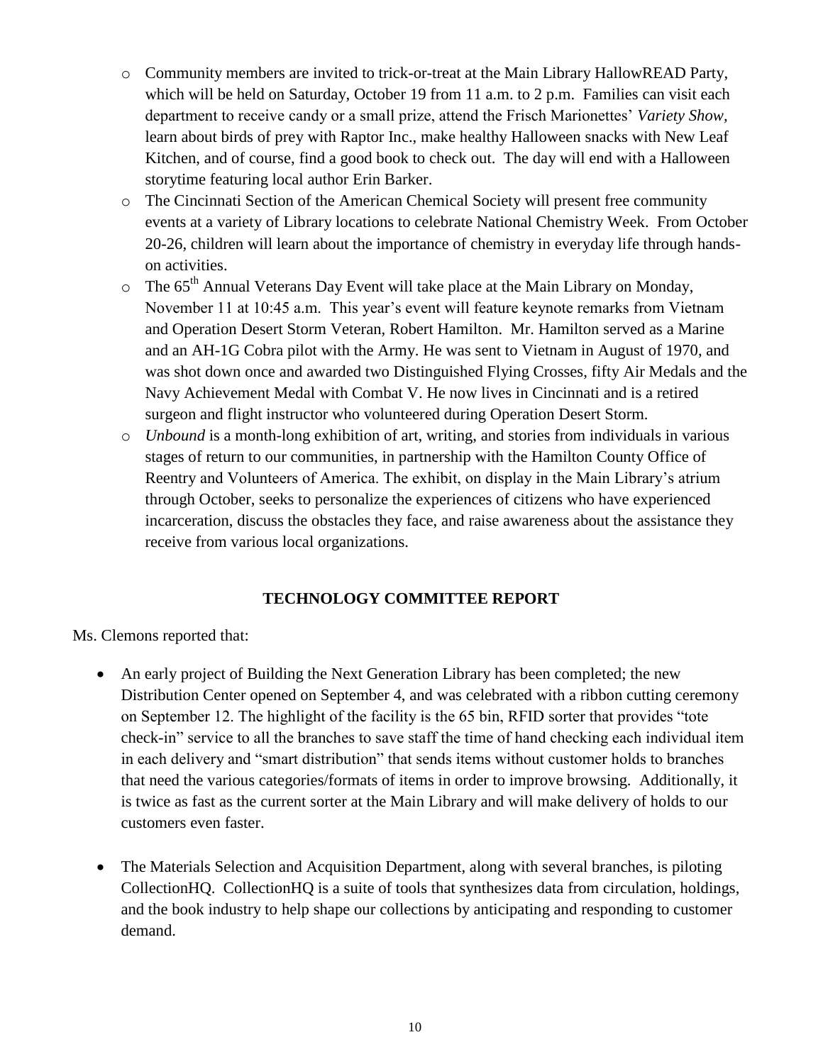- Community members are invited to trick-or-treat at the Main Library HallowREAD Party, which will be held on Saturday, October 19 from 11 a.m. to 2 p.m. Families can visit each department to receive candy or a small prize, attend the Frisch Marionettes' *Variety Show*, learn about birds of prey with Raptor Inc., make healthy Halloween snacks with New Leaf Kitchen, and of course, find a good book to check out. The day will end with a Halloween storytime featuring local author Erin Barker.
- The Cincinnati Section of the American Chemical Society will present free community events at a variety of Library locations to celebrate National Chemistry Week. From October 20-26, children will learn about the importance of chemistry in everyday life through hands-on activities.
- The 65th Annual Veterans Day Event will take place at the Main Library on Monday, November 11 at 10:45 a.m. This year's event will feature keynote remarks from Vietnam and Operation Desert Storm Veteran, Robert Hamilton. Mr. Hamilton served as a Marine and an AH-1G Cobra pilot with the Army. He was sent to Vietnam in August of 1970, and was shot down once and awarded two Distinguished Flying Crosses, fifty Air Medals and the Navy Achievement Medal with Combat V. He now lives in Cincinnati and is a retired surgeon and flight instructor who volunteered during Operation Desert Storm.
- *Unbound* is a month-long exhibition of art, writing, and stories from individuals in various stages of return to our communities, in partnership with the Hamilton County Office of Reentry and Volunteers of America. The exhibit, on display in the Main Library's atrium through October, seeks to personalize the experiences of citizens who have experienced incarceration, discuss the obstacles they face, and raise awareness about the assistance they receive from various local organizations.

## TECHNOLOGY COMMITTEE REPORT

Ms. Clemons reported that:

- An early project of Building the Next Generation Library has been completed; the new Distribution Center opened on September 4, and was celebrated with a ribbon cutting ceremony on September 12. The highlight of the facility is the 65 bin, RFID sorter that provides "tote check-in" service to all the branches to save staff the time of hand checking each individual item in each delivery and "smart distribution" that sends items without customer holds to branches that need the various categories/formats of items in order to improve browsing. Additionally, it is twice as fast as the current sorter at the Main Library and will make delivery of holds to our customers even faster.

- The Materials Selection and Acquisition Department, along with several branches, is piloting CollectionHQ. CollectionHQ is a suite of tools that synthesizes data from circulation, holdings, and the book industry to help shape our collections by anticipating and responding to customer demand.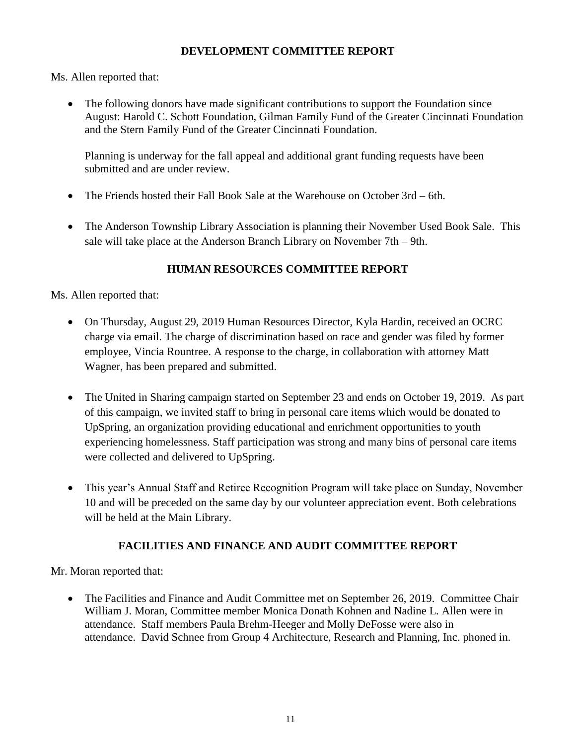## DEVELOPMENT COMMITTEE REPORT

Ms. Allen reported that:

- The following donors have made significant contributions to support the Foundation since August: Harold C. Schott Foundation, Gilman Family Fund of the Greater Cincinnati Foundation and the Stern Family Fund of the Greater Cincinnati Foundation.

  Planning is underway for the fall appeal and additional grant funding requests have been submitted and are under review.

- The Friends hosted their Fall Book Sale at the Warehouse on October 3rd – 6th.

- The Anderson Township Library Association is planning their November Used Book Sale. This sale will take place at the Anderson Branch Library on November 7th – 9th.

## HUMAN RESOURCES COMMITTEE REPORT

Ms. Allen reported that:

- On Thursday, August 29, 2019 Human Resources Director, Kyla Hardin, received an OCRC charge via email. The charge of discrimination based on race and gender was filed by former employee, Vincia Rountree. A response to the charge, in collaboration with attorney Matt Wagner, has been prepared and submitted.

- The United in Sharing campaign started on September 23 and ends on October 19, 2019. As part of this campaign, we invited staff to bring in personal care items which would be donated to UpSpring, an organization providing educational and enrichment opportunities to youth experiencing homelessness. Staff participation was strong and many bins of personal care items were collected and delivered to UpSpring.

- This year's Annual Staff and Retiree Recognition Program will take place on Sunday, November 10 and will be preceded on the same day by our volunteer appreciation event. Both celebrations will be held at the Main Library.

## FACILITIES AND FINANCE AND AUDIT COMMITTEE REPORT

Mr. Moran reported that:

- The Facilities and Finance and Audit Committee met on September 26, 2019. Committee Chair William J. Moran, Committee member Monica Donath Kohnen and Nadine L. Allen were in attendance. Staff members Paula Brehm-Heeger and Molly DeFosse were also in attendance. David Schnee from Group 4 Architecture, Research and Planning, Inc. phoned in.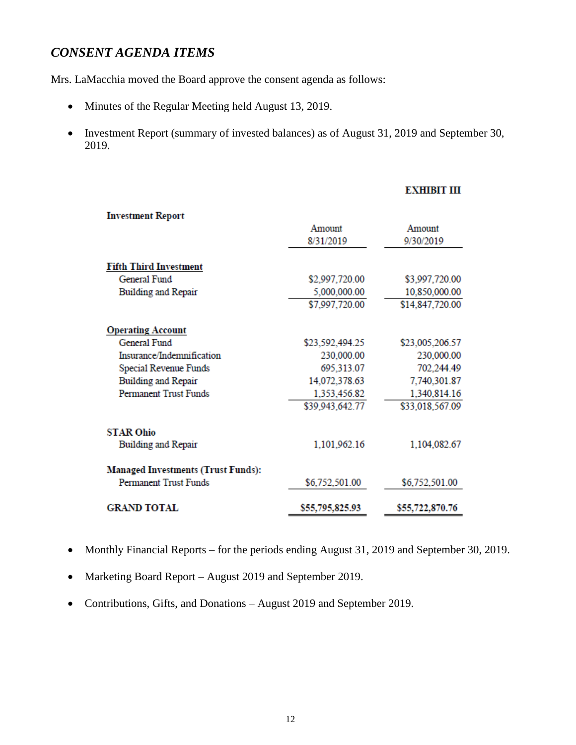## *CONSENT AGENDA ITEMS*

Mrs. LaMacchia moved the Board approve the consent agenda as follows:

- Minutes of the Regular Meeting held August 13, 2019.
- Investment Report (summary of invested balances) as of August 31, 2019 and September 30, 2019.

**EXHIBIT III**

| **Investment Report** | Amount 8/31/2019 | Amount 9/30/2019 |
|---|---|---|
| **Fifth Third Investment** | | |
| General Fund | $2,997,720.00 | $3,997,720.00 |
| Building and Repair | 5,000,000.00 | 10,850,000.00 |
| | $7,997,720.00 | $14,847,720.00 |
| **Operating Account** | | |
| General Fund | $23,592,494.25 | $23,005,206.57 |
| Insurance/Indemnification | 230,000.00 | 230,000.00 |
| Special Revenue Funds | 695,313.07 | 702,244.49 |
| Building and Repair | 14,072,378.63 | 7,740,301.87 |
| Permanent Trust Funds | 1,353,456.82 | 1,340,814.16 |
| | $39,943,642.77 | $33,018,567.09 |
| **STAR Ohio** | | |
| Building and Repair | 1,101,962.16 | 1,104,082.67 |
| **Managed Investments (Trust Funds):** | | |
| Permanent Trust Funds | $6,752,501.00 | $6,752,501.00 |
| **GRAND TOTAL** | **$55,795,825.93** | **$55,722,870.76** |

- Monthly Financial Reports – for the periods ending August 31, 2019 and September 30, 2019.
- Marketing Board Report – August 2019 and September 2019.
- Contributions, Gifts, and Donations – August 2019 and September 2019.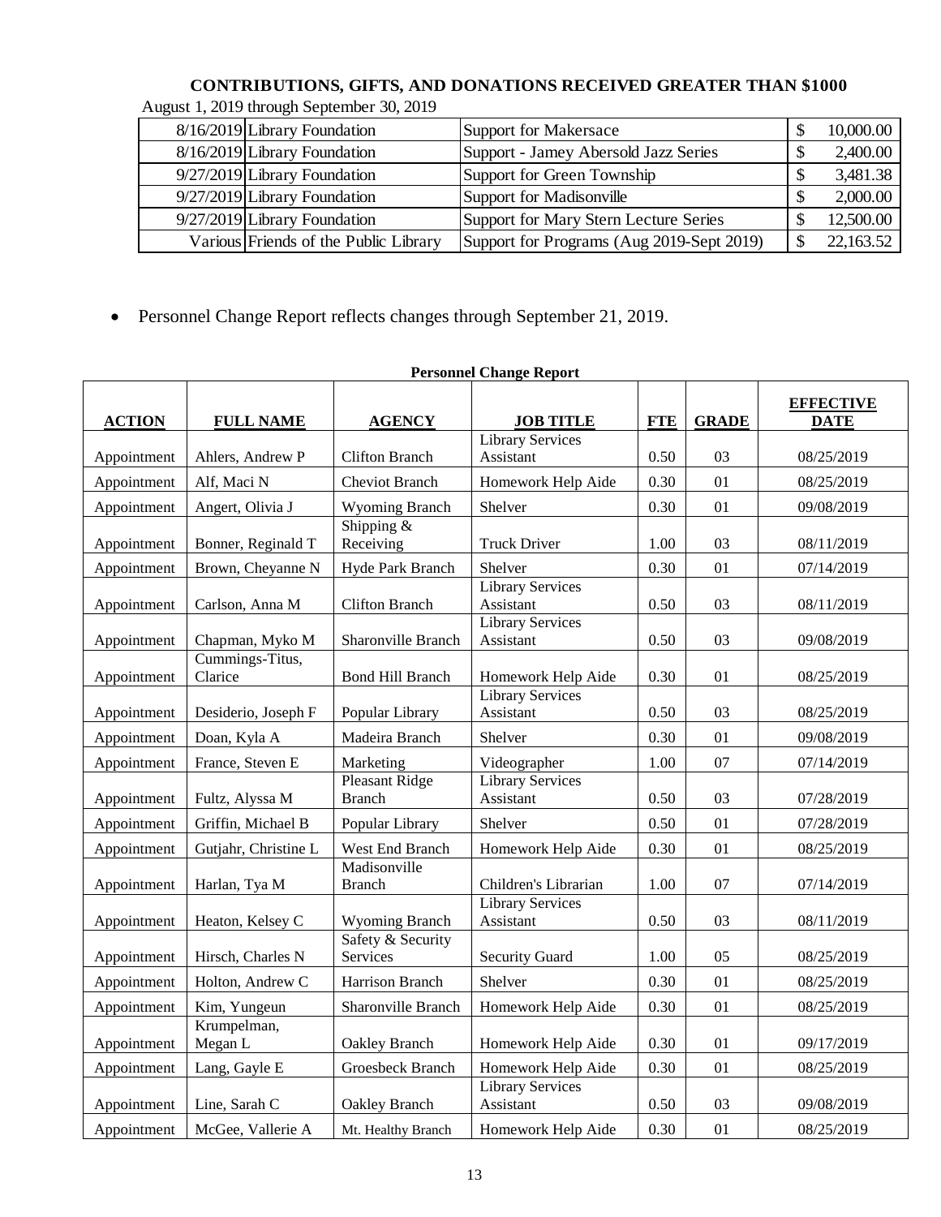**CONTRIBUTIONS, GIFTS, AND DONATIONS RECEIVED GREATER THAN $1000**

August 1, 2019 through September 30, 2019

| | | | |
|---|---|---|---|
| 8/16/2019 | Library Foundation | Support for Makersace | $ 10,000.00 |
| 8/16/2019 | Library Foundation | Support - Jamey Abersold Jazz Series | $ 2,400.00 |
| 9/27/2019 | Library Foundation | Support for Green Township | $ 3,481.38 |
| 9/27/2019 | Library Foundation | Support for Madisonville | $ 2,000.00 |
| 9/27/2019 | Library Foundation | Support for Mary Stern Lecture Series | $ 12,500.00 |
| Various | Friends of the Public Library | Support for Programs (Aug 2019-Sept 2019) | $ 22,163.52 |

- Personnel Change Report reflects changes through September 21, 2019.

**Personnel Change Report**

| ACTION | FULL NAME | AGENCY | JOB TITLE | FTE | GRADE | EFFECTIVE DATE |
|---|---|---|---|---|---|---|
| Appointment | Ahlers, Andrew P | Clifton Branch | Library Services Assistant | 0.50 | 03 | 08/25/2019 |
| Appointment | Alf, Maci N | Cheviot Branch | Homework Help Aide | 0.30 | 01 | 08/25/2019 |
| Appointment | Angert, Olivia J | Wyoming Branch | Shelver | 0.30 | 01 | 09/08/2019 |
| Appointment | Bonner, Reginald T | Shipping & Receiving | Truck Driver | 1.00 | 03 | 08/11/2019 |
| Appointment | Brown, Cheyanne N | Hyde Park Branch | Shelver | 0.30 | 01 | 07/14/2019 |
| Appointment | Carlson, Anna M | Clifton Branch | Library Services Assistant | 0.50 | 03 | 08/11/2019 |
| Appointment | Chapman, Myko M | Sharonville Branch | Library Services Assistant | 0.50 | 03 | 09/08/2019 |
| Appointment | Cummings-Titus, Clarice | Bond Hill Branch | Homework Help Aide | 0.30 | 01 | 08/25/2019 |
| Appointment | Desiderio, Joseph F | Popular Library | Library Services Assistant | 0.50 | 03 | 08/25/2019 |
| Appointment | Doan, Kyla A | Madeira Branch | Shelver | 0.30 | 01 | 09/08/2019 |
| Appointment | France, Steven E | Marketing | Videographer | 1.00 | 07 | 07/14/2019 |
| Appointment | Fultz, Alyssa M | Pleasant Ridge Branch | Library Services Assistant | 0.50 | 03 | 07/28/2019 |
| Appointment | Griffin, Michael B | Popular Library | Shelver | 0.50 | 01 | 07/28/2019 |
| Appointment | Gutjahr, Christine L | West End Branch | Homework Help Aide | 0.30 | 01 | 08/25/2019 |
| Appointment | Harlan, Tya M | Madisonville Branch | Children's Librarian | 1.00 | 07 | 07/14/2019 |
| Appointment | Heaton, Kelsey C | Wyoming Branch | Library Services Assistant | 0.50 | 03 | 08/11/2019 |
| Appointment | Hirsch, Charles N | Safety & Security Services | Security Guard | 1.00 | 05 | 08/25/2019 |
| Appointment | Holton, Andrew C | Harrison Branch | Shelver | 0.30 | 01 | 08/25/2019 |
| Appointment | Kim, Yungeun | Sharonville Branch | Homework Help Aide | 0.30 | 01 | 08/25/2019 |
| Appointment | Krumpelman, Megan L | Oakley Branch | Homework Help Aide | 0.30 | 01 | 09/17/2019 |
| Appointment | Lang, Gayle E | Groesbeck Branch | Homework Help Aide | 0.30 | 01 | 08/25/2019 |
| Appointment | Line, Sarah C | Oakley Branch | Library Services Assistant | 0.50 | 03 | 09/08/2019 |
| Appointment | McGee, Vallerie A | Mt. Healthy Branch | Homework Help Aide | 0.30 | 01 | 08/25/2019 |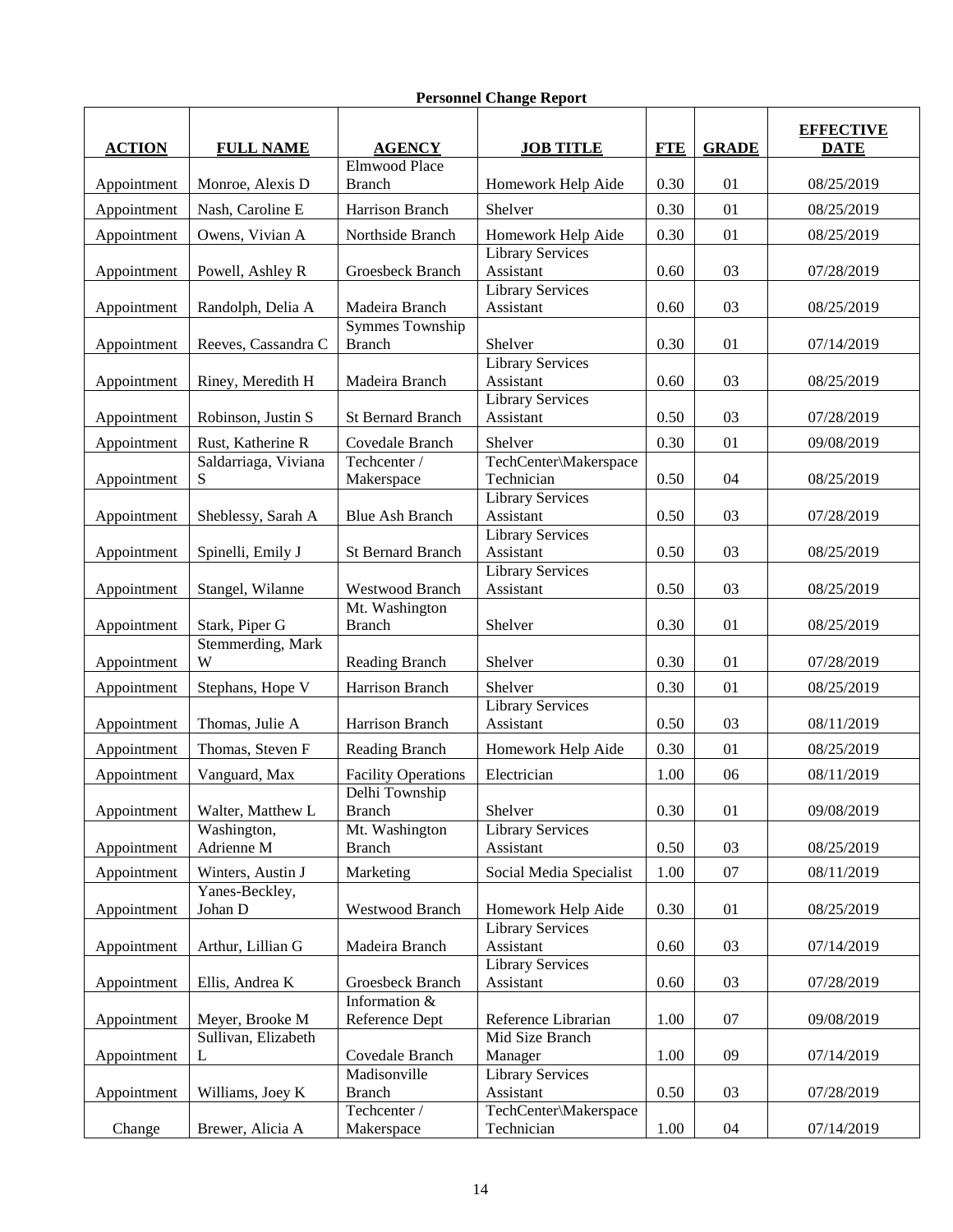**Personnel Change Report**

| ACTION | FULL NAME | AGENCY | JOB TITLE | FTE | GRADE | EFFECTIVE DATE |
|---|---|---|---|---|---|---|
| Appointment | Monroe, Alexis D | Elmwood Place Branch | Homework Help Aide | 0.30 | 01 | 08/25/2019 |
| Appointment | Nash, Caroline E | Harrison Branch | Shelver | 0.30 | 01 | 08/25/2019 |
| Appointment | Owens, Vivian A | Northside Branch | Homework Help Aide | 0.30 | 01 | 08/25/2019 |
| Appointment | Powell, Ashley R | Groesbeck Branch | Library Services Assistant | 0.60 | 03 | 07/28/2019 |
| Appointment | Randolph, Delia A | Madeira Branch | Library Services Assistant | 0.60 | 03 | 08/25/2019 |
| Appointment | Reeves, Cassandra C | Symmes Township Branch | Shelver | 0.30 | 01 | 07/14/2019 |
| Appointment | Riney, Meredith H | Madeira Branch | Library Services Assistant | 0.60 | 03 | 08/25/2019 |
| Appointment | Robinson, Justin S | St Bernard Branch | Library Services Assistant | 0.50 | 03 | 07/28/2019 |
| Appointment | Rust, Katherine R | Covedale Branch | Shelver | 0.30 | 01 | 09/08/2019 |
| Appointment | Saldarriaga, Viviana S | Techcenter / Makerspace | TechCenter\Makerspace Technician | 0.50 | 04 | 08/25/2019 |
| Appointment | Sheblessy, Sarah A | Blue Ash Branch | Library Services Assistant | 0.50 | 03 | 07/28/2019 |
| Appointment | Spinelli, Emily J | St Bernard Branch | Library Services Assistant | 0.50 | 03 | 08/25/2019 |
| Appointment | Stangel, Wilanne | Westwood Branch | Library Services Assistant | 0.50 | 03 | 08/25/2019 |
| Appointment | Stark, Piper G | Mt. Washington Branch | Shelver | 0.30 | 01 | 08/25/2019 |
| Appointment | Stemmerding, Mark W | Reading Branch | Shelver | 0.30 | 01 | 07/28/2019 |
| Appointment | Stephans, Hope V | Harrison Branch | Shelver | 0.30 | 01 | 08/25/2019 |
| Appointment | Thomas, Julie A | Harrison Branch | Library Services Assistant | 0.50 | 03 | 08/11/2019 |
| Appointment | Thomas, Steven F | Reading Branch | Homework Help Aide | 0.30 | 01 | 08/25/2019 |
| Appointment | Vanguard, Max | Facility Operations | Electrician | 1.00 | 06 | 08/11/2019 |
| Appointment | Walter, Matthew L | Delhi Township Branch | Shelver | 0.30 | 01 | 09/08/2019 |
| Appointment | Washington, Adrienne M | Mt. Washington Branch | Library Services Assistant | 0.50 | 03 | 08/25/2019 |
| Appointment | Winters, Austin J | Marketing | Social Media Specialist | 1.00 | 07 | 08/11/2019 |
| Appointment | Yanes-Beckley, Johan D | Westwood Branch | Homework Help Aide | 0.30 | 01 | 08/25/2019 |
| Appointment | Arthur, Lillian G | Madeira Branch | Library Services Assistant | 0.60 | 03 | 07/14/2019 |
| Appointment | Ellis, Andrea K | Groesbeck Branch | Library Services Assistant | 0.60 | 03 | 07/28/2019 |
| Appointment | Meyer, Brooke M | Information & Reference Dept | Reference Librarian | 1.00 | 07 | 09/08/2019 |
| Appointment | Sullivan, Elizabeth L | Covedale Branch | Mid Size Branch Manager | 1.00 | 09 | 07/14/2019 |
| Appointment | Williams, Joey K | Madisonville Branch | Library Services Assistant | 0.50 | 03 | 07/28/2019 |
| Change | Brewer, Alicia A | Techcenter / Makerspace | TechCenter\Makerspace Technician | 1.00 | 04 | 07/14/2019 |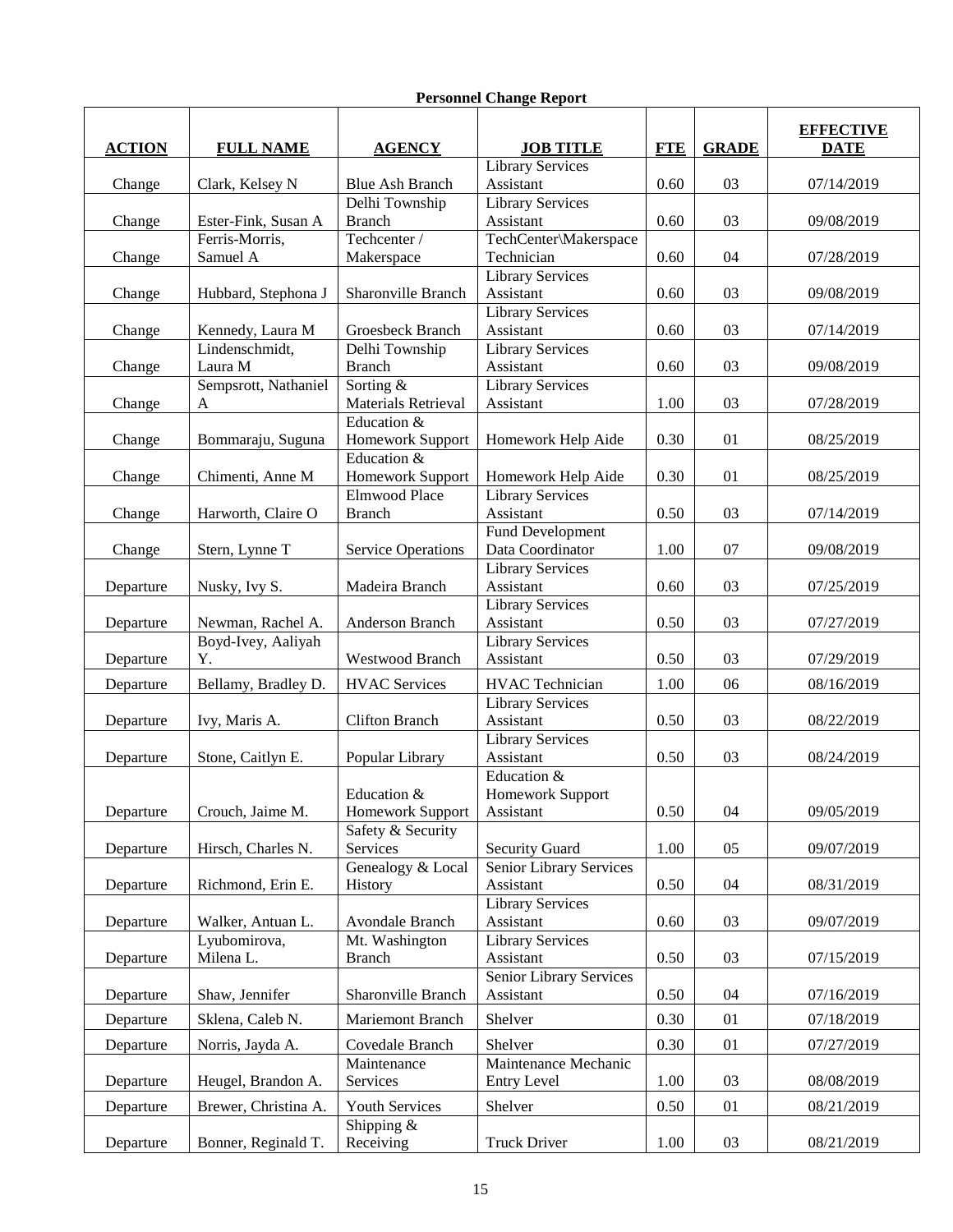**Personnel Change Report**

| ACTION | FULL NAME | AGENCY | JOB TITLE | FTE | GRADE | EFFECTIVE DATE |
|---|---|---|---|---|---|---|
| Change | Clark, Kelsey N | Blue Ash Branch | Library Services Assistant | 0.60 | 03 | 07/14/2019 |
| Change | Ester-Fink, Susan A | Delhi Township Branch | Library Services Assistant | 0.60 | 03 | 09/08/2019 |
| Change | Ferris-Morris, Samuel A | Techcenter / Makerspace | TechCenter\Makerspace Technician | 0.60 | 04 | 07/28/2019 |
| Change | Hubbard, Stephona J | Sharonville Branch | Library Services Assistant | 0.60 | 03 | 09/08/2019 |
| Change | Kennedy, Laura M | Groesbeck Branch | Library Services Assistant | 0.60 | 03 | 07/14/2019 |
| Change | Lindenschmidt, Laura M | Delhi Township Branch | Library Services Assistant | 0.60 | 03 | 09/08/2019 |
| Change | Sempsrott, Nathaniel A | Sorting & Materials Retrieval | Library Services Assistant | 1.00 | 03 | 07/28/2019 |
| Change | Bommaraju, Suguna | Education & Homework Support | Homework Help Aide | 0.30 | 01 | 08/25/2019 |
| Change | Chimenti, Anne M | Education & Homework Support | Homework Help Aide | 0.30 | 01 | 08/25/2019 |
| Change | Harworth, Claire O | Elmwood Place Branch | Library Services Assistant | 0.50 | 03 | 07/14/2019 |
| Change | Stern, Lynne T | Service Operations | Fund Development Data Coordinator | 1.00 | 07 | 09/08/2019 |
| Departure | Nusky, Ivy S. | Madeira Branch | Library Services Assistant | 0.60 | 03 | 07/25/2019 |
| Departure | Newman, Rachel A. | Anderson Branch | Library Services Assistant | 0.50 | 03 | 07/27/2019 |
| Departure | Boyd-Ivey, Aaliyah Y. | Westwood Branch | Library Services Assistant | 0.50 | 03 | 07/29/2019 |
| Departure | Bellamy, Bradley D. | HVAC Services | HVAC Technician | 1.00 | 06 | 08/16/2019 |
| Departure | Ivy, Maris A. | Clifton Branch | Library Services Assistant | 0.50 | 03 | 08/22/2019 |
| Departure | Stone, Caitlyn E. | Popular Library | Library Services Assistant | 0.50 | 03 | 08/24/2019 |
| Departure | Crouch, Jaime M. | Education & Homework Support | Education & Homework Support Assistant | 0.50 | 04 | 09/05/2019 |
| Departure | Hirsch, Charles N. | Safety & Security Services | Security Guard | 1.00 | 05 | 09/07/2019 |
| Departure | Richmond, Erin E. | Genealogy & Local History | Senior Library Services Assistant | 0.50 | 04 | 08/31/2019 |
| Departure | Walker, Antuan L. | Avondale Branch | Library Services Assistant | 0.60 | 03 | 09/07/2019 |
| Departure | Lyubomirova, Milena L. | Mt. Washington Branch | Library Services Assistant | 0.50 | 03 | 07/15/2019 |
| Departure | Shaw, Jennifer | Sharonville Branch | Senior Library Services Assistant | 0.50 | 04 | 07/16/2019 |
| Departure | Sklena, Caleb N. | Mariemont Branch | Shelver | 0.30 | 01 | 07/18/2019 |
| Departure | Norris, Jayda A. | Covedale Branch | Shelver | 0.30 | 01 | 07/27/2019 |
| Departure | Heugel, Brandon A. | Maintenance Services | Maintenance Mechanic Entry Level | 1.00 | 03 | 08/08/2019 |
| Departure | Brewer, Christina A. | Youth Services | Shelver | 0.50 | 01 | 08/21/2019 |
| Departure | Bonner, Reginald T. | Shipping & Receiving | Truck Driver | 1.00 | 03 | 08/21/2019 |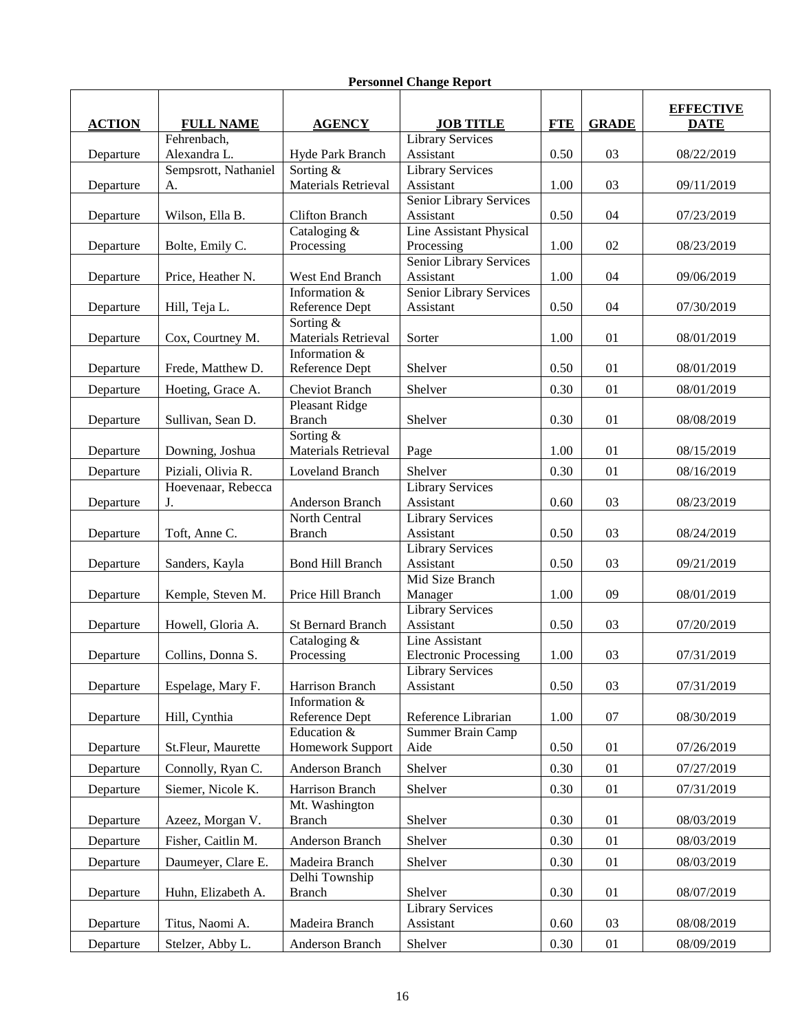**Personnel Change Report**

| ACTION | FULL NAME | AGENCY | JOB TITLE | FTE | GRADE | EFFECTIVE DATE |
|---|---|---|---|---|---|---|
| Departure | Fehrenbach, Alexandra L. | Hyde Park Branch | Library Services Assistant | 0.50 | 03 | 08/22/2019 |
| Departure | Sempsrott, Nathaniel A. | Sorting & Materials Retrieval | Library Services Assistant | 1.00 | 03 | 09/11/2019 |
| Departure | Wilson, Ella B. | Clifton Branch | Senior Library Services Assistant | 0.50 | 04 | 07/23/2019 |
| Departure | Bolte, Emily C. | Cataloging & Processing | Line Assistant Physical Processing | 1.00 | 02 | 08/23/2019 |
| Departure | Price, Heather N. | West End Branch | Senior Library Services Assistant | 1.00 | 04 | 09/06/2019 |
| Departure | Hill, Teja L. | Information & Reference Dept | Senior Library Services Assistant | 0.50 | 04 | 07/30/2019 |
| Departure | Cox, Courtney M. | Sorting & Materials Retrieval | Sorter | 1.00 | 01 | 08/01/2019 |
| Departure | Frede, Matthew D. | Information & Reference Dept | Shelver | 0.50 | 01 | 08/01/2019 |
| Departure | Hoeting, Grace A. | Cheviot Branch | Shelver | 0.30 | 01 | 08/01/2019 |
| Departure | Sullivan, Sean D. | Pleasant Ridge Branch | Shelver | 0.30 | 01 | 08/08/2019 |
| Departure | Downing, Joshua | Sorting & Materials Retrieval | Page | 1.00 | 01 | 08/15/2019 |
| Departure | Piziali, Olivia R. | Loveland Branch | Shelver | 0.30 | 01 | 08/16/2019 |
| Departure | Hoevenaar, Rebecca J. | Anderson Branch | Library Services Assistant | 0.60 | 03 | 08/23/2019 |
| Departure | Toft, Anne C. | North Central Branch | Library Services Assistant | 0.50 | 03 | 08/24/2019 |
| Departure | Sanders, Kayla | Bond Hill Branch | Library Services Assistant | 0.50 | 03 | 09/21/2019 |
| Departure | Kemple, Steven M. | Price Hill Branch | Mid Size Branch Manager | 1.00 | 09 | 08/01/2019 |
| Departure | Howell, Gloria A. | St Bernard Branch | Library Services Assistant | 0.50 | 03 | 07/20/2019 |
| Departure | Collins, Donna S. | Cataloging & Processing | Line Assistant Electronic Processing | 1.00 | 03 | 07/31/2019 |
| Departure | Espelage, Mary F. | Harrison Branch | Library Services Assistant | 0.50 | 03 | 07/31/2019 |
| Departure | Hill, Cynthia | Information & Reference Dept | Reference Librarian | 1.00 | 07 | 08/30/2019 |
| Departure | St.Fleur, Maurette | Education & Homework Support | Summer Brain Camp Aide | 0.50 | 01 | 07/26/2019 |
| Departure | Connolly, Ryan C. | Anderson Branch | Shelver | 0.30 | 01 | 07/27/2019 |
| Departure | Siemer, Nicole K. | Harrison Branch | Shelver | 0.30 | 01 | 07/31/2019 |
| Departure | Azeez, Morgan V. | Mt. Washington Branch | Shelver | 0.30 | 01 | 08/03/2019 |
| Departure | Fisher, Caitlin M. | Anderson Branch | Shelver | 0.30 | 01 | 08/03/2019 |
| Departure | Daumeyer, Clare E. | Madeira Branch | Shelver | 0.30 | 01 | 08/03/2019 |
| Departure | Huhn, Elizabeth A. | Delhi Township Branch | Shelver | 0.30 | 01 | 08/07/2019 |
| Departure | Titus, Naomi A. | Madeira Branch | Library Services Assistant | 0.60 | 03 | 08/08/2019 |
| Departure | Stelzer, Abby L. | Anderson Branch | Shelver | 0.30 | 01 | 08/09/2019 |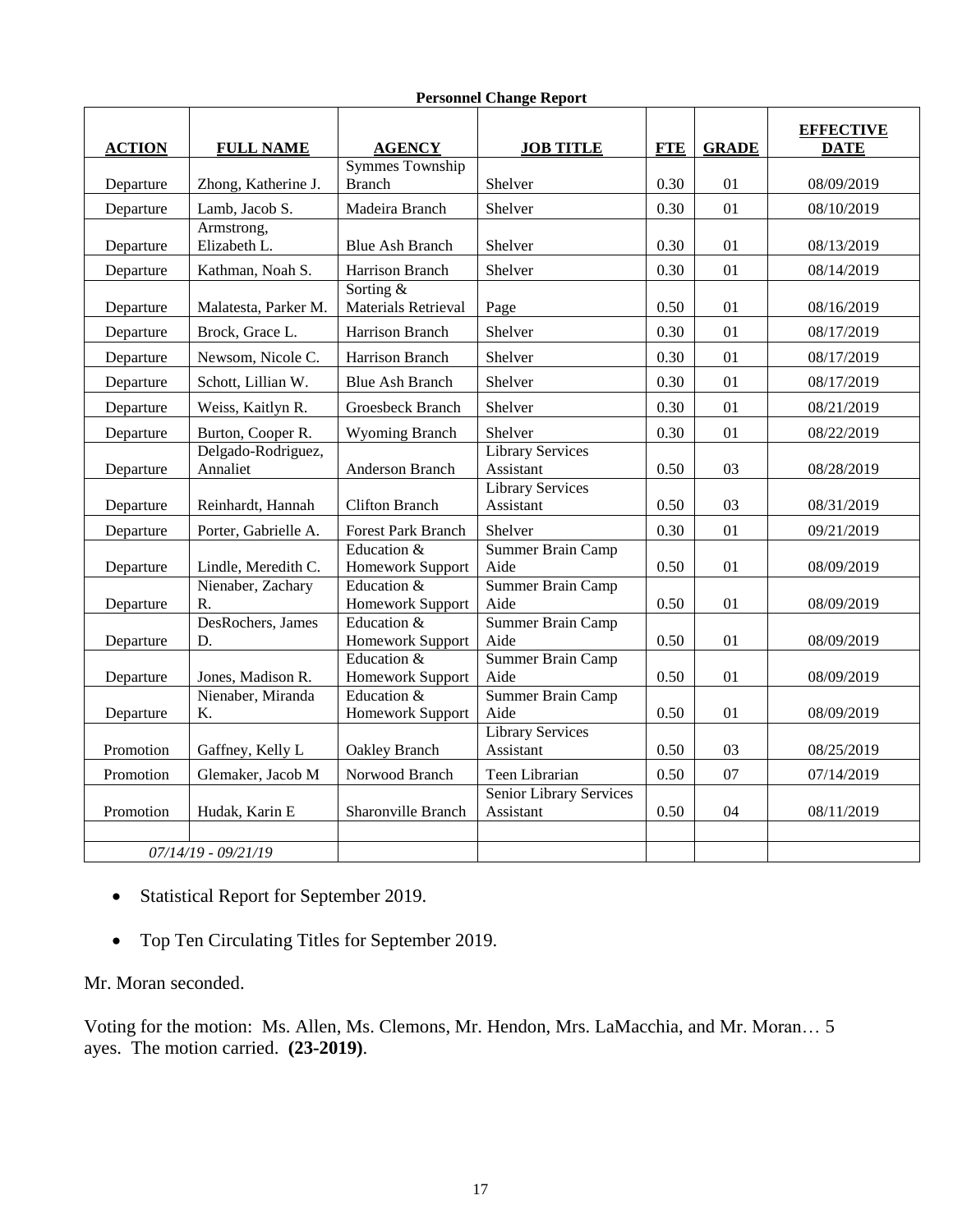**Personnel Change Report**

| ACTION | FULL NAME | AGENCY | JOB TITLE | FTE | GRADE | EFFECTIVE DATE |
|---|---|---|---|---|---|---|
| Departure | Zhong, Katherine J. | Symmes Township Branch | Shelver | 0.30 | 01 | 08/09/2019 |
| Departure | Lamb, Jacob S. | Madeira Branch | Shelver | 0.30 | 01 | 08/10/2019 |
| Departure | Armstrong, Elizabeth L. | Blue Ash Branch | Shelver | 0.30 | 01 | 08/13/2019 |
| Departure | Kathman, Noah S. | Harrison Branch | Shelver | 0.30 | 01 | 08/14/2019 |
| Departure | Malatesta, Parker M. | Sorting & Materials Retrieval | Page | 0.50 | 01 | 08/16/2019 |
| Departure | Brock, Grace L. | Harrison Branch | Shelver | 0.30 | 01 | 08/17/2019 |
| Departure | Newsom, Nicole C. | Harrison Branch | Shelver | 0.30 | 01 | 08/17/2019 |
| Departure | Schott, Lillian W. | Blue Ash Branch | Shelver | 0.30 | 01 | 08/17/2019 |
| Departure | Weiss, Kaitlyn R. | Groesbeck Branch | Shelver | 0.30 | 01 | 08/21/2019 |
| Departure | Burton, Cooper R. | Wyoming Branch | Shelver | 0.30 | 01 | 08/22/2019 |
| Departure | Delgado-Rodriguez, Annaliet | Anderson Branch | Library Services Assistant | 0.50 | 03 | 08/28/2019 |
| Departure | Reinhardt, Hannah | Clifton Branch | Library Services Assistant | 0.50 | 03 | 08/31/2019 |
| Departure | Porter, Gabrielle A. | Forest Park Branch | Shelver | 0.30 | 01 | 09/21/2019 |
| Departure | Lindle, Meredith C. | Education & Homework Support | Summer Brain Camp Aide | 0.50 | 01 | 08/09/2019 |
| Departure | Nienaber, Zachary R. | Education & Homework Support | Summer Brain Camp Aide | 0.50 | 01 | 08/09/2019 |
| Departure | DesRochers, James D. | Education & Homework Support | Summer Brain Camp Aide | 0.50 | 01 | 08/09/2019 |
| Departure | Jones, Madison R. | Education & Homework Support | Summer Brain Camp Aide | 0.50 | 01 | 08/09/2019 |
| Departure | Nienaber, Miranda K. | Education & Homework Support | Summer Brain Camp Aide | 0.50 | 01 | 08/09/2019 |
| Promotion | Gaffney, Kelly L | Oakley Branch | Library Services Assistant | 0.50 | 03 | 08/25/2019 |
| Promotion | Glemaker, Jacob M | Norwood Branch | Teen Librarian | 0.50 | 07 | 07/14/2019 |
| Promotion | Hudak, Karin E | Sharonville Branch | Senior Library Services Assistant | 0.50 | 04 | 08/11/2019 |
| | | | | | | |
| *07/14/19 - 09/21/19* | | | | | | |

- Statistical Report for September 2019.
- Top Ten Circulating Titles for September 2019.

Mr. Moran seconded.

Voting for the motion: Ms. Allen, Ms. Clemons, Mr. Hendon, Mrs. LaMacchia, and Mr. Moran… 5 ayes. The motion carried. **(23-2019)**.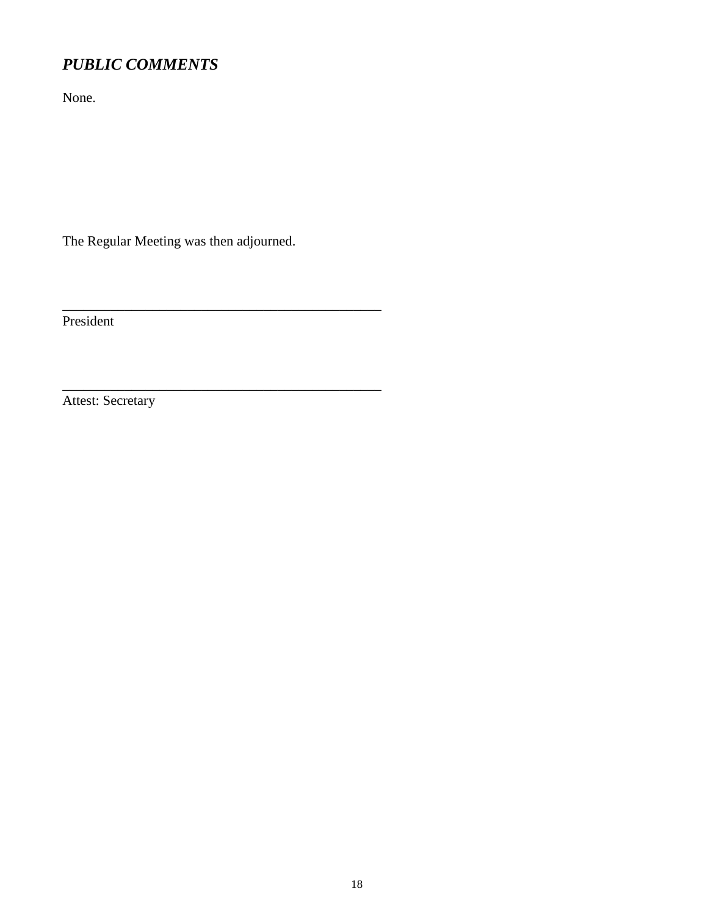## *PUBLIC COMMENTS*

None.

The Regular Meeting was then adjourned.

\_\_\_\_\_\_\_\_\_\_\_\_\_\_\_\_\_\_\_\_\_\_\_\_\_\_\_\_\_\_\_\_\_\_\_\_\_\_\_\_\_\_\_\_\_\_

President

\_\_\_\_\_\_\_\_\_\_\_\_\_\_\_\_\_\_\_\_\_\_\_\_\_\_\_\_\_\_\_\_\_\_\_\_\_\_\_\_\_\_\_\_\_\_

Attest: Secretary